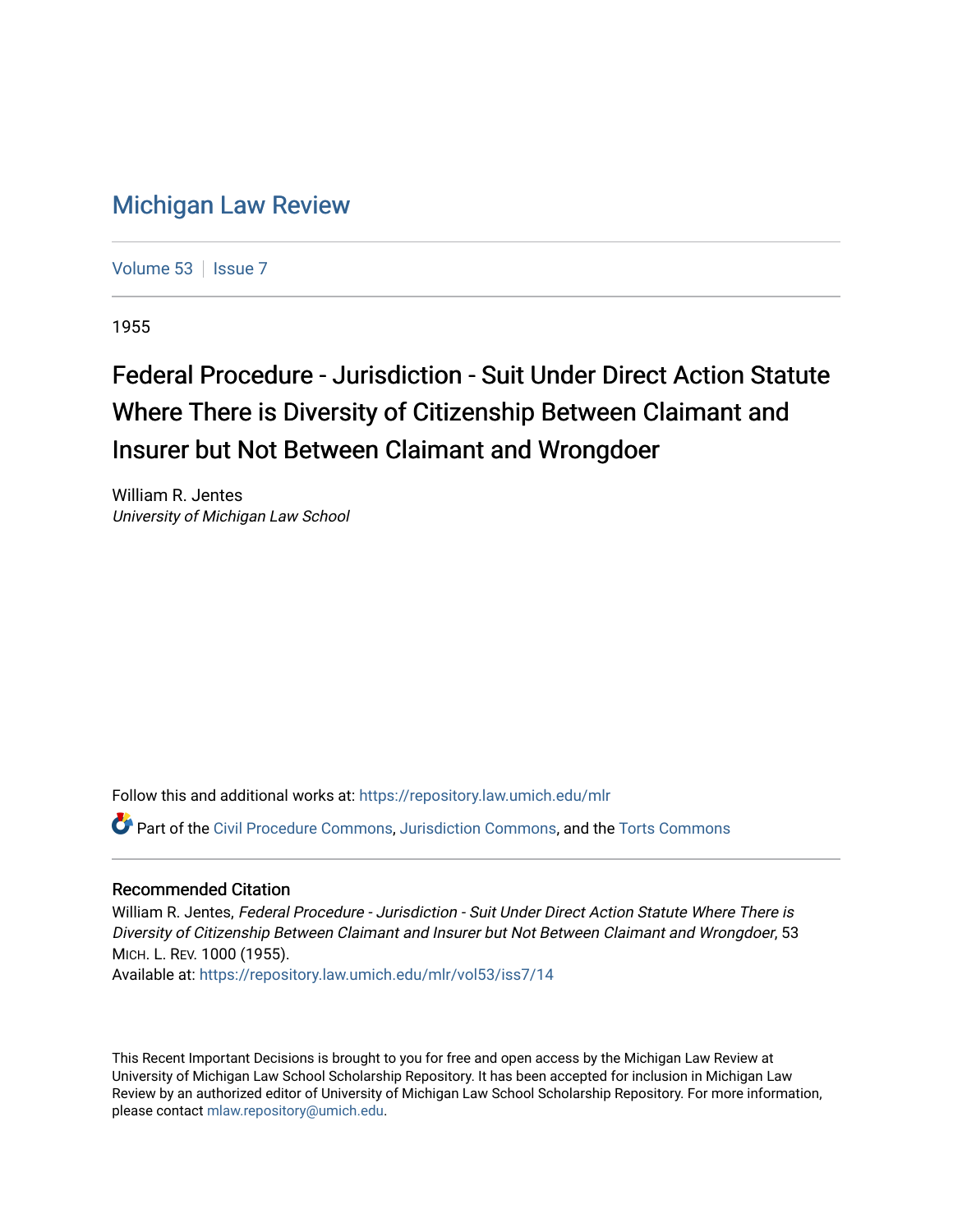# Michigan Law Review

Volume 53 | Issue 7

1955

## Federal Procedure - Jurisdiction - Suit Under Direct Action Statute Where There is Diversity of Citizenship Between Claimant and Insurer but Not Between Claimant and Wrongdoer

William R. Jentes
*University of Michigan Law School*

Follow this and additional works at: https://repository.law.umich.edu/mlr

Part of the Civil Procedure Commons, Jurisdiction Commons, and the Torts Commons

### Recommended Citation

William R. Jentes, *Federal Procedure - Jurisdiction - Suit Under Direct Action Statute Where There is Diversity of Citizenship Between Claimant and Insurer but Not Between Claimant and Wrongdoer*, 53 MICH. L. REV. 1000 (1955).
Available at: https://repository.law.umich.edu/mlr/vol53/iss7/14

This Recent Important Decisions is brought to you for free and open access by the Michigan Law Review at University of Michigan Law School Scholarship Repository. It has been accepted for inclusion in Michigan Law Review by an authorized editor of University of Michigan Law School Scholarship Repository. For more information, please contact mlaw.repository@umich.edu.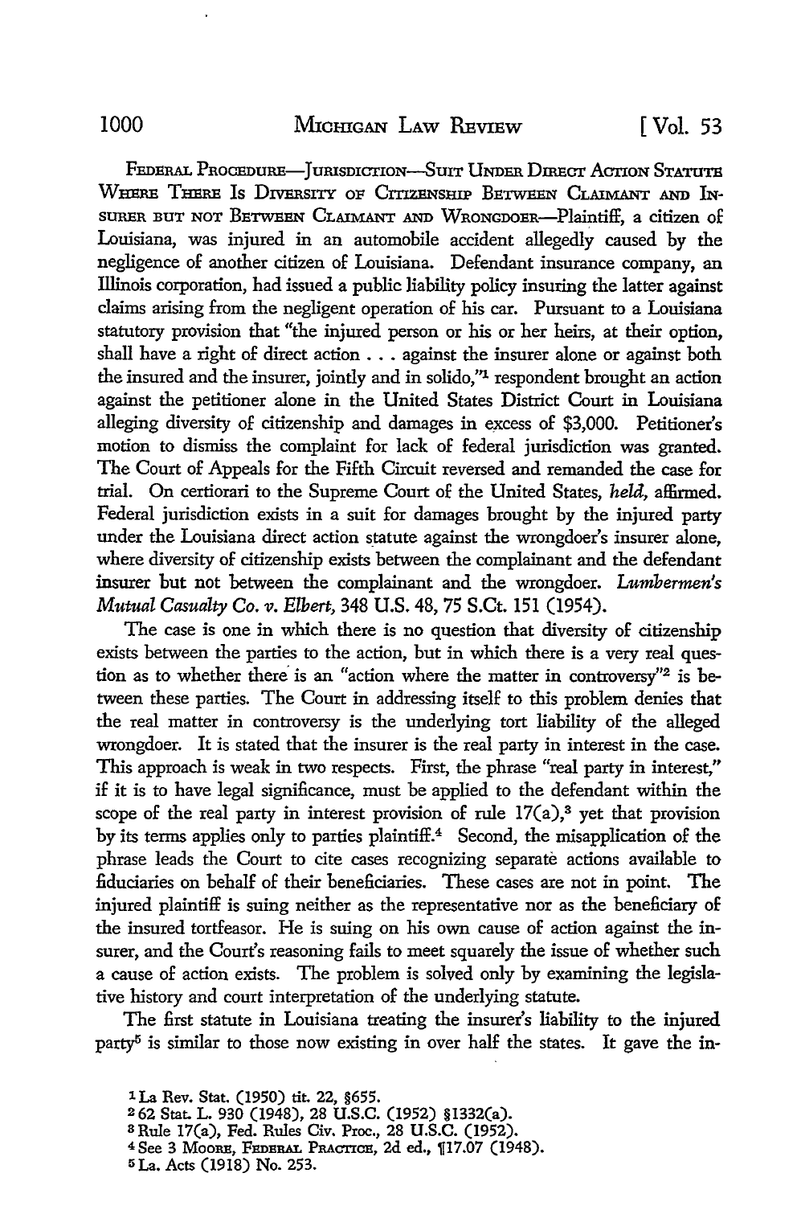FEDERAL PROCEDURE—JURISDICTION—SUIT UNDER DIRECT ACTION STATUTE WHERE THERE IS DIVERSITY OF CITIZENSHIP BETWEEN CLAIMANT AND INSURER BUT NOT BETWEEN CLAIMANT AND WRONGDOER—Plaintiff, a citizen of Louisiana, was injured in an automobile accident allegedly caused by the negligence of another citizen of Louisiana. Defendant insurance company, an Illinois corporation, had issued a public liability policy insuring the latter against claims arising from the negligent operation of his car. Pursuant to a Louisiana statutory provision that "the injured person or his or her heirs, at their option, shall have a right of direct action . . . against the insurer alone or against both the insured and the insurer, jointly and in solido,"[1] respondent brought an action against the petitioner alone in the United States District Court in Louisiana alleging diversity of citizenship and damages in excess of $3,000. Petitioner's motion to dismiss the complaint for lack of federal jurisdiction was granted. The Court of Appeals for the Fifth Circuit reversed and remanded the case for trial. On certiorari to the Supreme Court of the United States, *held,* affirmed. Federal jurisdiction exists in a suit for damages brought by the injured party under the Louisiana direct action statute against the wrongdoer's insurer alone, where diversity of citizenship exists between the complainant and the defendant insurer but not between the complainant and the wrongdoer. *Lumbermen's Mutual Casualty Co. v. Elbert,* 348 U.S. 48, 75 S.Ct. 151 (1954).

The case is one in which there is no question that diversity of citizenship exists between the parties to the action, but in which there is a very real question as to whether there is an "action where the matter in controversy"[2] is between these parties. The Court in addressing itself to this problem denies that the real matter in controversy is the underlying tort liability of the alleged wrongdoer. It is stated that the insurer is the real party in interest in the case. This approach is weak in two respects. First, the phrase "real party in interest," if it is to have legal significance, must be applied to the defendant within the scope of the real party in interest provision of rule 17(a),[3] yet that provision by its terms applies only to parties plaintiff.[4] Second, the misapplication of the phrase leads the Court to cite cases recognizing separate actions available to fiduciaries on behalf of their beneficiaries. These cases are not in point. The injured plaintiff is suing neither as the representative nor as the beneficiary of the insured tortfeasor. He is suing on his own cause of action against the insurer, and the Court's reasoning fails to meet squarely the issue of whether such a cause of action exists. The problem is solved only by examining the legislative history and court interpretation of the underlying statute.

The first statute in Louisiana treating the insurer's liability to the injured party[5] is similar to those now existing in over half the states. It gave the in-

[1] La Rev. Stat. (1950) tit. 22, §655.

[2] 62 Stat. L. 930 (1948), 28 U.S.C. (1952) §1332(a).

[3] Rule 17(a), Fed. Rules Civ. Proc., 28 U.S.C. (1952).

[4] See 3 MOORE, FEDERAL PRACTICE, 2d ed., ¶17.07 (1948).

[5] La. Acts (1918) No. 253.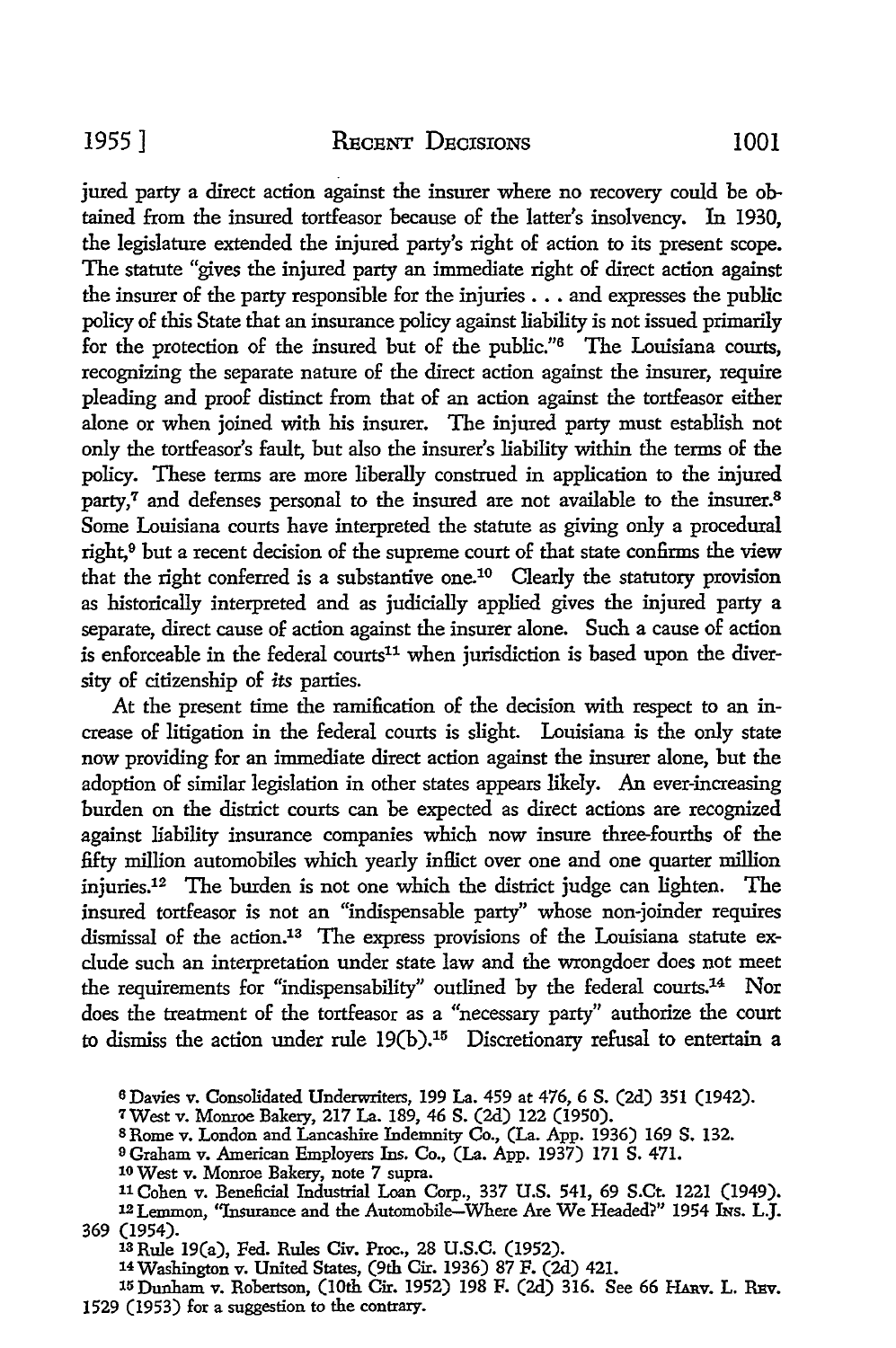jured party a direct action against the insurer where no recovery could be obtained from the insured tortfeasor because of the latter's insolvency. In 1930, the legislature extended the injured party's right of action to its present scope. The statute "gives the injured party an immediate right of direct action against the insurer of the party responsible for the injuries . . . and expresses the public policy of this State that an insurance policy against liability is not issued primarily for the protection of the insured but of the public."[6] The Louisiana courts, recognizing the separate nature of the direct action against the insurer, require pleading and proof distinct from that of an action against the tortfeasor either alone or when joined with his insurer. The injured party must establish not only the tortfeasor's fault, but also the insurer's liability within the terms of the policy. These terms are more liberally construed in application to the injured party,[7] and defenses personal to the insured are not available to the insurer.[8] Some Louisiana courts have interpreted the statute as giving only a procedural right,[9] but a recent decision of the supreme court of that state confirms the view that the right conferred is a substantive one.[10] Clearly the statutory provision as historically interpreted and as judicially applied gives the injured party a separate, direct cause of action against the insurer alone. Such a cause of action is enforceable in the federal courts[11] when jurisdiction is based upon the diversity of citizenship of *its* parties.

At the present time the ramification of the decision with respect to an increase of litigation in the federal courts is slight. Louisiana is the only state now providing for an immediate direct action against the insurer alone, but the adoption of similar legislation in other states appears likely. An ever-increasing burden on the district courts can be expected as direct actions are recognized against liability insurance companies which now insure three-fourths of the fifty million automobiles which yearly inflict over one and one quarter million injuries.[12] The burden is not one which the district judge can lighten. The insured tortfeasor is not an "indispensable party" whose non-joinder requires dismissal of the action.[13] The express provisions of the Louisiana statute exclude such an interpretation under state law and the wrongdoer does not meet the requirements for "indispensability" outlined by the federal courts.[14] Nor does the treatment of the tortfeasor as a "necessary party" authorize the court to dismiss the action under rule 19(b).[15] Discretionary refusal to entertain a

---

[6] Davies v. Consolidated Underwriters, 199 La. 459 at 476, 6 S. (2d) 351 (1942).

[7] West v. Monroe Bakery, 217 La. 189, 46 S. (2d) 122 (1950).

[8] Rome v. London and Lancashire Indemnity Co., (La. App. 1936) 169 S. 132.

[9] Graham v. American Employers Ins. Co., (La. App. 1937) 171 S. 471.

[10] West v. Monroe Bakery, note 7 supra.

[11] Cohen v. Beneficial Industrial Loan Corp., 337 U.S. 541, 69 S.Ct. 1221 (1949).

[12] Lemmon, "Insurance and the Automobile—Where Are We Headed?" 1954 Ins. L.J. 369 (1954).

[13] Rule 19(a), Fed. Rules Civ. Proc., 28 U.S.C. (1952).

[14] Washington v. United States, (9th Cir. 1936) 87 F. (2d) 421.

[15] Dunham v. Robertson, (10th Cir. 1952) 198 F. (2d) 316. See 66 Harv. L. Rev. 1529 (1953) for a suggestion to the contrary.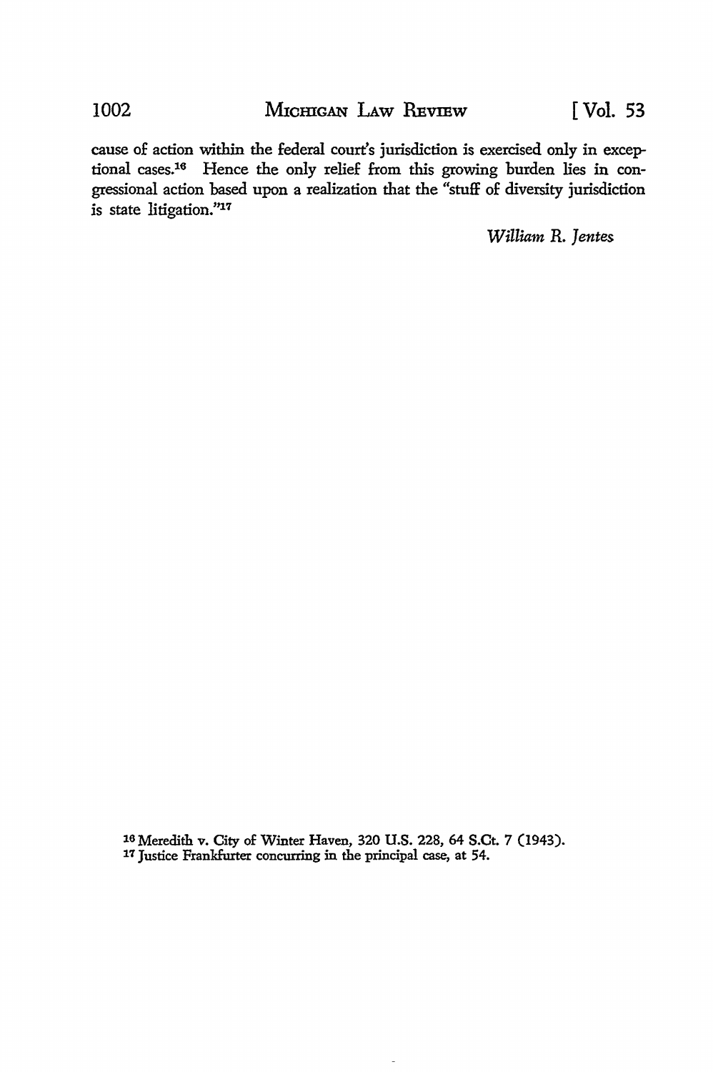cause of action within the federal court's jurisdiction is exercised only in exceptional cases.[16] Hence the only relief from this growing burden lies in congressional action based upon a realization that the "stuff of diversity jurisdiction is state litigation."[17]

*William R. Jentes*

[16] Meredith v. City of Winter Haven, 320 U.S. 228, 64 S.Ct. 7 (1943).

[17] Justice Frankfurter concurring in the principal case, at 54.